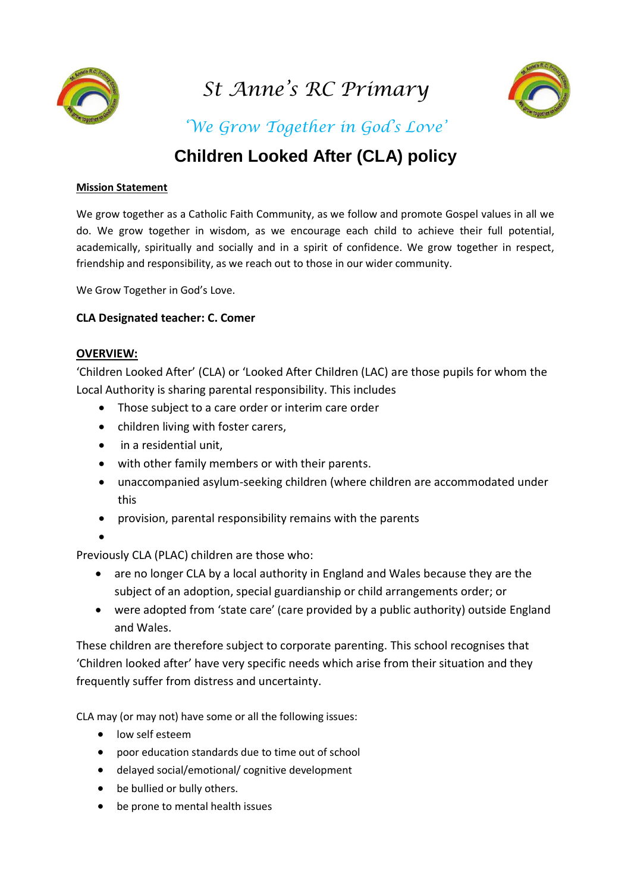# St Anne's RC Primary

*'We Grow Together in God's Love'*

## Children Looked After (CLA) policy

**Mission Statement**

We grow together as a Catholic Faith Community, as we follow and promote Gospel values in all we do. We grow together in wisdom, as we encourage each child to achieve their full potential, academically, spiritually and socially and in a spirit of confidence. We grow together in respect, friendship and responsibility, as we reach out to those in our wider community.

We Grow Together in God's Love.

**CLA Designated teacher: C. Comer**

**OVERVIEW:**

'Children Looked After' (CLA) or 'Looked After Children (LAC) are those pupils for whom the Local Authority is sharing parental responsibility. This includes

- Those subject to a care order or interim care order
- children living with foster carers,
- in a residential unit,
- with other family members or with their parents.
- unaccompanied asylum-seeking children (where children are accommodated under this
- provision, parental responsibility remains with the parents

Previously CLA (PLAC) children are those who:

- are no longer CLA by a local authority in England and Wales because they are the subject of an adoption, special guardianship or child arrangements order; or
- were adopted from 'state care' (care provided by a public authority) outside England and Wales.

These children are therefore subject to corporate parenting. This school recognises that 'Children looked after' have very specific needs which arise from their situation and they frequently suffer from distress and uncertainty.

CLA may (or may not) have some or all the following issues:

- low self esteem
- poor education standards due to time out of school
- delayed social/emotional/ cognitive development
- be bullied or bully others.
- be prone to mental health issues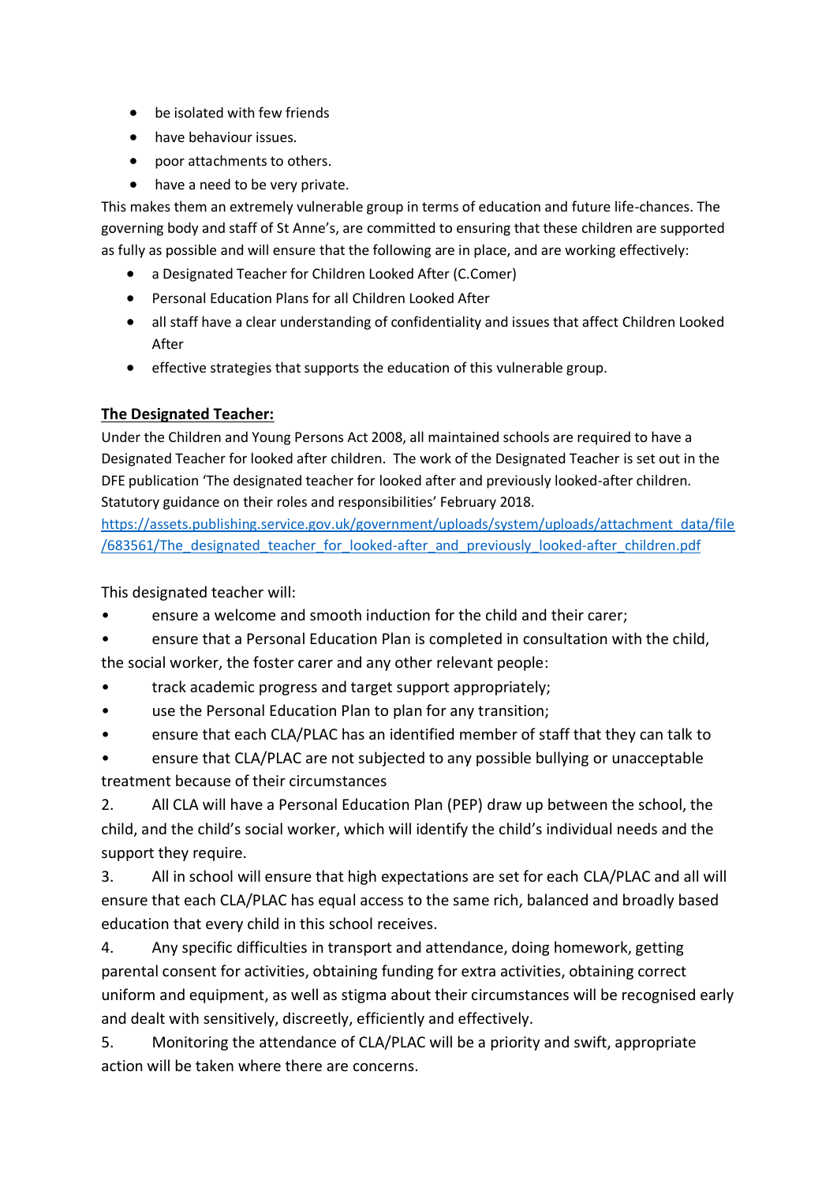- be isolated with few friends
- have behaviour issues.
- poor attachments to others.
- have a need to be very private.

This makes them an extremely vulnerable group in terms of education and future life-chances. The governing body and staff of St Anne's, are committed to ensuring that these children are supported as fully as possible and will ensure that the following are in place, and are working effectively:

- a Designated Teacher for Children Looked After (C.Comer)
- Personal Education Plans for all Children Looked After
- all staff have a clear understanding of confidentiality and issues that affect Children Looked After
- effective strategies that supports the education of this vulnerable group.

**The Designated Teacher:**

Under the Children and Young Persons Act 2008, all maintained schools are required to have a Designated Teacher for looked after children. The work of the Designated Teacher is set out in the DFE publication 'The designated teacher for looked after and previously looked-after children. Statutory guidance on their roles and responsibilities' February 2018.
https://assets.publishing.service.gov.uk/government/uploads/system/uploads/attachment_data/file/683561/The_designated_teacher_for_looked-after_and_previously_looked-after_children.pdf

This designated teacher will:

- ensure a welcome and smooth induction for the child and their carer;
- ensure that a Personal Education Plan is completed in consultation with the child, the social worker, the foster carer and any other relevant people:
- track academic progress and target support appropriately;
- use the Personal Education Plan to plan for any transition;
- ensure that each CLA/PLAC has an identified member of staff that they can talk to
- ensure that CLA/PLAC are not subjected to any possible bullying or unacceptable treatment because of their circumstances

2. All CLA will have a Personal Education Plan (PEP) draw up between the school, the child, and the child's social worker, which will identify the child's individual needs and the support they require.
3. All in school will ensure that high expectations are set for each CLA/PLAC and all will ensure that each CLA/PLAC has equal access to the same rich, balanced and broadly based education that every child in this school receives.
4. Any specific difficulties in transport and attendance, doing homework, getting parental consent for activities, obtaining funding for extra activities, obtaining correct uniform and equipment, as well as stigma about their circumstances will be recognised early and dealt with sensitively, discreetly, efficiently and effectively.
5. Monitoring the attendance of CLA/PLAC will be a priority and swift, appropriate action will be taken where there are concerns.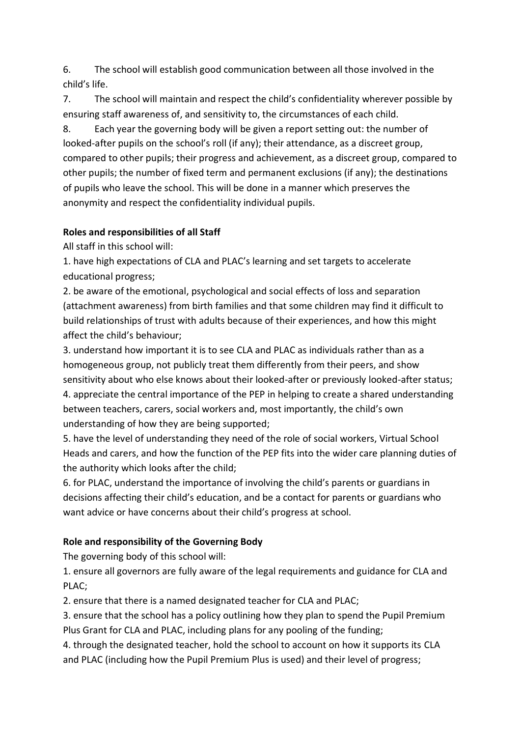6. The school will establish good communication between all those involved in the child's life.

7. The school will maintain and respect the child's confidentiality wherever possible by ensuring staff awareness of, and sensitivity to, the circumstances of each child.

8. Each year the governing body will be given a report setting out: the number of looked-after pupils on the school's roll (if any); their attendance, as a discreet group, compared to other pupils; their progress and achievement, as a discreet group, compared to other pupils; the number of fixed term and permanent exclusions (if any); the destinations of pupils who leave the school. This will be done in a manner which preserves the anonymity and respect the confidentiality individual pupils.

**Roles and responsibilities of all Staff**

All staff in this school will:

1. have high expectations of CLA and PLAC's learning and set targets to accelerate educational progress;
2. be aware of the emotional, psychological and social effects of loss and separation (attachment awareness) from birth families and that some children may find it difficult to build relationships of trust with adults because of their experiences, and how this might affect the child's behaviour;
3. understand how important it is to see CLA and PLAC as individuals rather than as a homogeneous group, not publicly treat them differently from their peers, and show sensitivity about who else knows about their looked-after or previously looked-after status;
4. appreciate the central importance of the PEP in helping to create a shared understanding between teachers, carers, social workers and, most importantly, the child's own understanding of how they are being supported;
5. have the level of understanding they need of the role of social workers, Virtual School Heads and carers, and how the function of the PEP fits into the wider care planning duties of the authority which looks after the child;
6. for PLAC, understand the importance of involving the child's parents or guardians in decisions affecting their child's education, and be a contact for parents or guardians who want advice or have concerns about their child's progress at school.

**Role and responsibility of the Governing Body**

The governing body of this school will:

1. ensure all governors are fully aware of the legal requirements and guidance for CLA and PLAC;
2. ensure that there is a named designated teacher for CLA and PLAC;
3. ensure that the school has a policy outlining how they plan to spend the Pupil Premium Plus Grant for CLA and PLAC, including plans for any pooling of the funding;
4. through the designated teacher, hold the school to account on how it supports its CLA and PLAC (including how the Pupil Premium Plus is used) and their level of progress;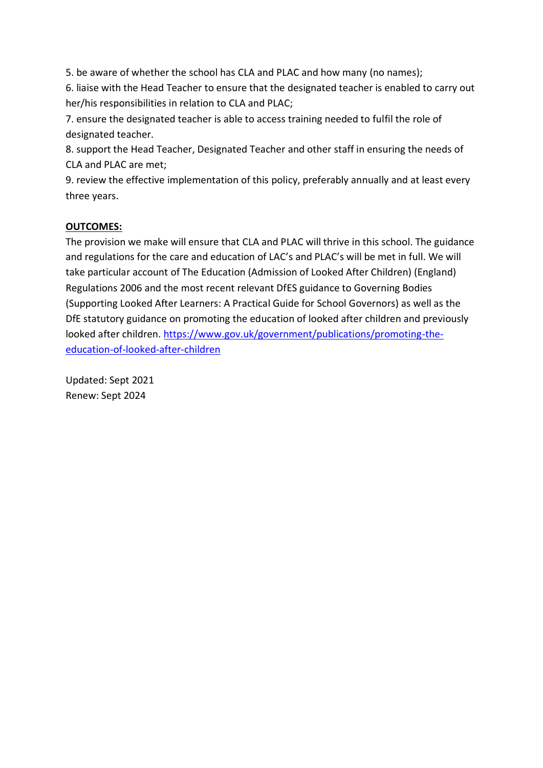5. be aware of whether the school has CLA and PLAC and how many (no names);
6. liaise with the Head Teacher to ensure that the designated teacher is enabled to carry out her/his responsibilities in relation to CLA and PLAC;
7. ensure the designated teacher is able to access training needed to fulfil the role of designated teacher.
8. support the Head Teacher, Designated Teacher and other staff in ensuring the needs of CLA and PLAC are met;
9. review the effective implementation of this policy, preferably annually and at least every three years.

**OUTCOMES:**

The provision we make will ensure that CLA and PLAC will thrive in this school. The guidance and regulations for the care and education of LAC's and PLAC's will be met in full. We will take particular account of The Education (Admission of Looked After Children) (England) Regulations 2006 and the most recent relevant DfES guidance to Governing Bodies (Supporting Looked After Learners: A Practical Guide for School Governors) as well as the DfE statutory guidance on promoting the education of looked after children and previously looked after children. [https://www.gov.uk/government/publications/promoting-the-education-of-looked-after-children](https://www.gov.uk/government/publications/promoting-the-education-of-looked-after-children)

Updated: Sept 2021
Renew: Sept 2024